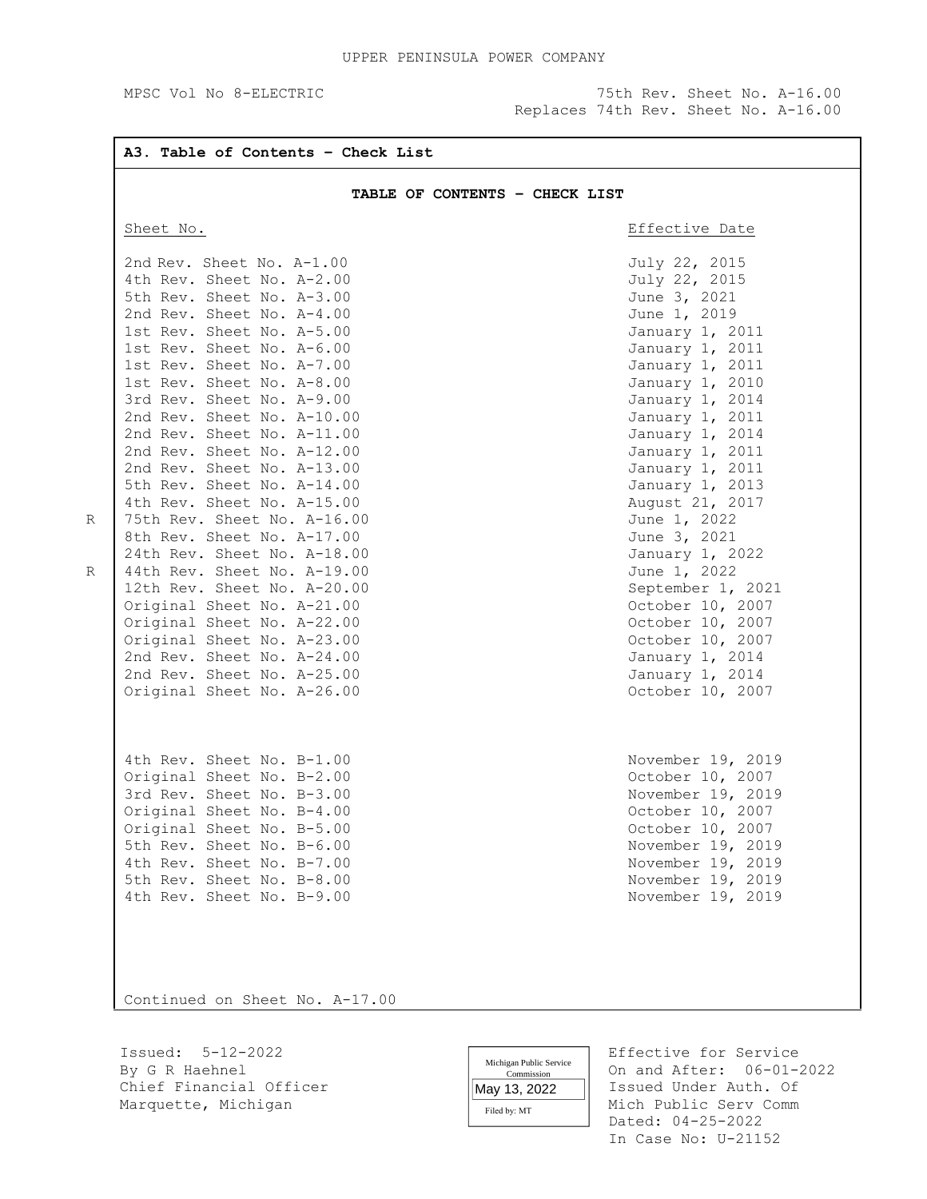UPPER PENINSULA POWER COMPANY

MPSC Vol No 8-ELECTRIC

75th Rev. Sheet No. A-16.00
Replaces 74th Rev. Sheet No. A-16.00

**A3. Table of Contents – Check List**

**TABLE OF CONTENTS – CHECK LIST**

| | Sheet No. | Effective Date |
|---|---|---|
| | 2nd Rev. Sheet No. A-1.00 | July 22, 2015 |
| | 4th Rev. Sheet No. A-2.00 | July 22, 2015 |
| | 5th Rev. Sheet No. A-3.00 | June 3, 2021 |
| | 2nd Rev. Sheet No. A-4.00 | June 1, 2019 |
| | 1st Rev. Sheet No. A-5.00 | January 1, 2011 |
| | 1st Rev. Sheet No. A-6.00 | January 1, 2011 |
| | 1st Rev. Sheet No. A-7.00 | January 1, 2011 |
| | 1st Rev. Sheet No. A-8.00 | January 1, 2010 |
| | 3rd Rev. Sheet No. A-9.00 | January 1, 2014 |
| | 2nd Rev. Sheet No. A-10.00 | January 1, 2011 |
| | 2nd Rev. Sheet No. A-11.00 | January 1, 2014 |
| | 2nd Rev. Sheet No. A-12.00 | January 1, 2011 |
| | 2nd Rev. Sheet No. A-13.00 | January 1, 2011 |
| | 5th Rev. Sheet No. A-14.00 | January 1, 2013 |
| | 4th Rev. Sheet No. A-15.00 | August 21, 2017 |
| R | 75th Rev. Sheet No. A-16.00 | June 1, 2022 |
| | 8th Rev. Sheet No. A-17.00 | June 3, 2021 |
| | 24th Rev. Sheet No. A-18.00 | January 1, 2022 |
| R | 44th Rev. Sheet No. A-19.00 | June 1, 2022 |
| | 12th Rev. Sheet No. A-20.00 | September 1, 2021 |
| | Original Sheet No. A-21.00 | October 10, 2007 |
| | Original Sheet No. A-22.00 | October 10, 2007 |
| | Original Sheet No. A-23.00 | October 10, 2007 |
| | 2nd Rev. Sheet No. A-24.00 | January 1, 2014 |
| | 2nd Rev. Sheet No. A-25.00 | January 1, 2014 |
| | Original Sheet No. A-26.00 | October 10, 2007 |
| | | |
| | 4th Rev. Sheet No. B-1.00 | November 19, 2019 |
| | Original Sheet No. B-2.00 | October 10, 2007 |
| | 3rd Rev. Sheet No. B-3.00 | November 19, 2019 |
| | Original Sheet No. B-4.00 | October 10, 2007 |
| | Original Sheet No. B-5.00 | October 10, 2007 |
| | 5th Rev. Sheet No. B-6.00 | November 19, 2019 |
| | 4th Rev. Sheet No. B-7.00 | November 19, 2019 |
| | 5th Rev. Sheet No. B-8.00 | November 19, 2019 |
| | 4th Rev. Sheet No. B-9.00 | November 19, 2019 |

Continued on Sheet No. A-17.00

Issued: 5-12-2022
By G R Haehnel
Chief Financial Officer
Marquette, Michigan

Michigan Public Service Commission
May 13, 2022
Filed by: MT

Effective for Service
On and After: 06-01-2022
Issued Under Auth. Of
Mich Public Serv Comm
Dated: 04-25-2022
In Case No: U-21152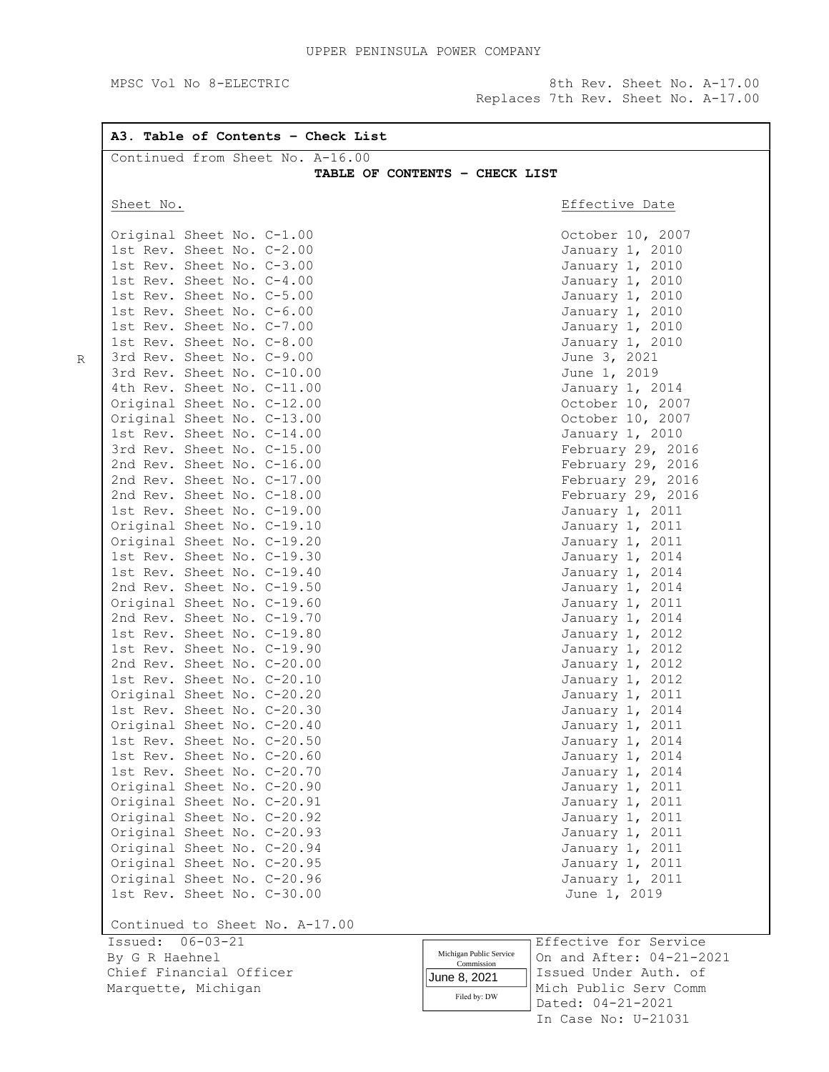UPPER PENINSULA POWER COMPANY

MPSC Vol No 8-ELECTRIC

8th Rev. Sheet No. A-17.00
Replaces 7th Rev. Sheet No. A-17.00

**A3. Table of Contents – Check List**

Continued from Sheet No. A-16.00

**TABLE OF CONTENTS – CHECK LIST**

| | Sheet No. | Effective Date |
|---|---|---|
| | Original Sheet No. C-1.00 | October 10, 2007 |
| | 1st Rev. Sheet No. C-2.00 | January 1, 2010 |
| | 1st Rev. Sheet No. C-3.00 | January 1, 2010 |
| | 1st Rev. Sheet No. C-4.00 | January 1, 2010 |
| | 1st Rev. Sheet No. C-5.00 | January 1, 2010 |
| | 1st Rev. Sheet No. C-6.00 | January 1, 2010 |
| | 1st Rev. Sheet No. C-7.00 | January 1, 2010 |
| | 1st Rev. Sheet No. C-8.00 | January 1, 2010 |
| R | 3rd Rev. Sheet No. C-9.00 | June 3, 2021 |
| | 3rd Rev. Sheet No. C-10.00 | June 1, 2019 |
| | 4th Rev. Sheet No. C-11.00 | January 1, 2014 |
| | Original Sheet No. C-12.00 | October 10, 2007 |
| | Original Sheet No. C-13.00 | October 10, 2007 |
| | 1st Rev. Sheet No. C-14.00 | January 1, 2010 |
| | 3rd Rev. Sheet No. C-15.00 | February 29, 2016 |
| | 2nd Rev. Sheet No. C-16.00 | February 29, 2016 |
| | 2nd Rev. Sheet No. C-17.00 | February 29, 2016 |
| | 2nd Rev. Sheet No. C-18.00 | February 29, 2016 |
| | 1st Rev. Sheet No. C-19.00 | January 1, 2011 |
| | Original Sheet No. C-19.10 | January 1, 2011 |
| | Original Sheet No. C-19.20 | January 1, 2011 |
| | 1st Rev. Sheet No. C-19.30 | January 1, 2014 |
| | 1st Rev. Sheet No. C-19.40 | January 1, 2014 |
| | 2nd Rev. Sheet No. C-19.50 | January 1, 2014 |
| | Original Sheet No. C-19.60 | January 1, 2011 |
| | 2nd Rev. Sheet No. C-19.70 | January 1, 2014 |
| | 1st Rev. Sheet No. C-19.80 | January 1, 2012 |
| | 1st Rev. Sheet No. C-19.90 | January 1, 2012 |
| | 2nd Rev. Sheet No. C-20.00 | January 1, 2012 |
| | 1st Rev. Sheet No. C-20.10 | January 1, 2012 |
| | Original Sheet No. C-20.20 | January 1, 2011 |
| | 1st Rev. Sheet No. C-20.30 | January 1, 2014 |
| | Original Sheet No. C-20.40 | January 1, 2011 |
| | 1st Rev. Sheet No. C-20.50 | January 1, 2014 |
| | 1st Rev. Sheet No. C-20.60 | January 1, 2014 |
| | 1st Rev. Sheet No. C-20.70 | January 1, 2014 |
| | Original Sheet No. C-20.90 | January 1, 2011 |
| | Original Sheet No. C-20.91 | January 1, 2011 |
| | Original Sheet No. C-20.92 | January 1, 2011 |
| | Original Sheet No. C-20.93 | January 1, 2011 |
| | Original Sheet No. C-20.94 | January 1, 2011 |
| | Original Sheet No. C-20.95 | January 1, 2011 |
| | Original Sheet No. C-20.96 | January 1, 2011 |
| | 1st Rev. Sheet No. C-30.00 | June 1, 2019 |

Continued to Sheet No. A-17.00

Issued: 06-03-21
By G R Haehnel
Chief Financial Officer
Marquette, Michigan

Michigan Public Service Commission
June 8, 2021
Filed by: DW

Effective for Service
On and After: 04-21-2021
Issued Under Auth. of
Mich Public Serv Comm
Dated: 04-21-2021
In Case No: U-21031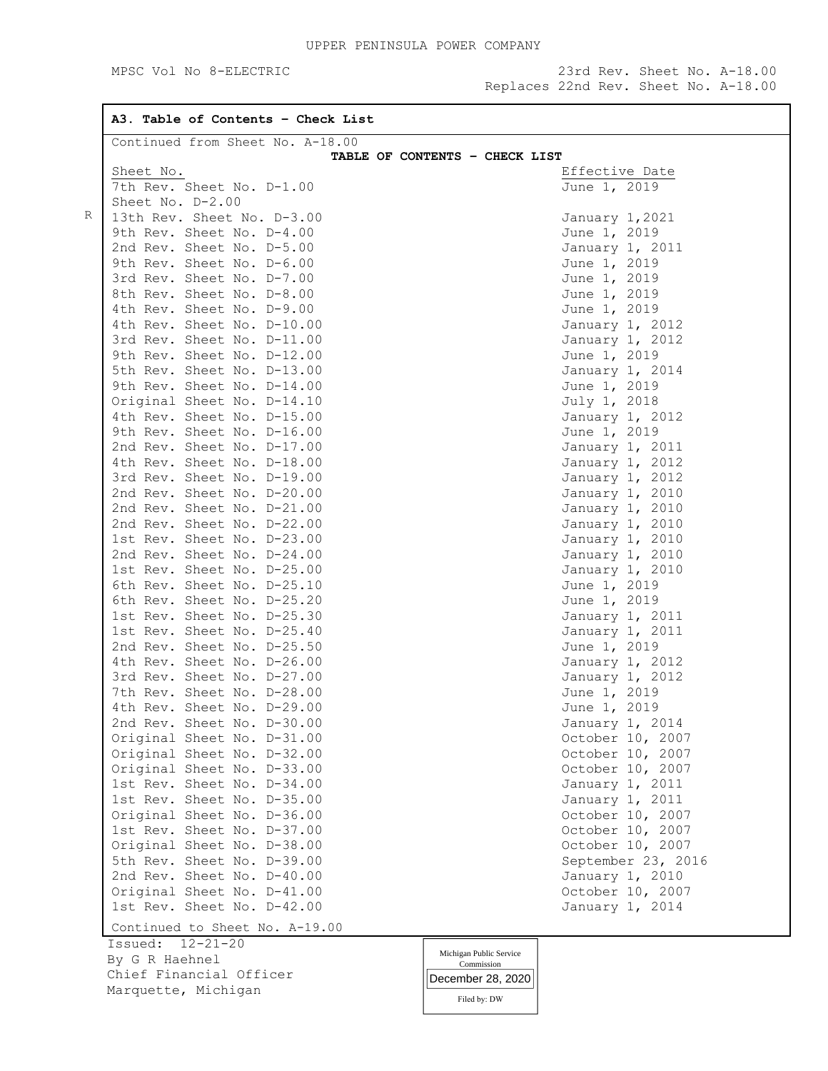UPPER PENINSULA POWER COMPANY

MPSC Vol No 8-ELECTRIC

23rd Rev. Sheet No. A-18.00
Replaces 22nd Rev. Sheet No. A-18.00

**A3. Table of Contents – Check List**

Continued from Sheet No. A-18.00

**TABLE OF CONTENTS – CHECK LIST**

| Sheet No. | Effective Date |
|---|---|
| 7th Rev. Sheet No. D-1.00 | June 1, 2019 |
| Sheet No. D-2.00 | |
| 13th Rev. Sheet No. D-3.00 | January 1,2021 |
| 9th Rev. Sheet No. D-4.00 | June 1, 2019 |
| 2nd Rev. Sheet No. D-5.00 | January 1, 2011 |
| 9th Rev. Sheet No. D-6.00 | June 1, 2019 |
| 3rd Rev. Sheet No. D-7.00 | June 1, 2019 |
| 8th Rev. Sheet No. D-8.00 | June 1, 2019 |
| 4th Rev. Sheet No. D-9.00 | June 1, 2019 |
| 4th Rev. Sheet No. D-10.00 | January 1, 2012 |
| 3rd Rev. Sheet No. D-11.00 | January 1, 2012 |
| 9th Rev. Sheet No. D-12.00 | June 1, 2019 |
| 5th Rev. Sheet No. D-13.00 | January 1, 2014 |
| 9th Rev. Sheet No. D-14.00 | June 1, 2019 |
| Original Sheet No. D-14.10 | July 1, 2018 |
| 4th Rev. Sheet No. D-15.00 | January 1, 2012 |
| 9th Rev. Sheet No. D-16.00 | June 1, 2019 |
| 2nd Rev. Sheet No. D-17.00 | January 1, 2011 |
| 4th Rev. Sheet No. D-18.00 | January 1, 2012 |
| 3rd Rev. Sheet No. D-19.00 | January 1, 2012 |
| 2nd Rev. Sheet No. D-20.00 | January 1, 2010 |
| 2nd Rev. Sheet No. D-21.00 | January 1, 2010 |
| 2nd Rev. Sheet No. D-22.00 | January 1, 2010 |
| 1st Rev. Sheet No. D-23.00 | January 1, 2010 |
| 2nd Rev. Sheet No. D-24.00 | January 1, 2010 |
| 1st Rev. Sheet No. D-25.00 | January 1, 2010 |
| 6th Rev. Sheet No. D-25.10 | June 1, 2019 |
| 6th Rev. Sheet No. D-25.20 | June 1, 2019 |
| 1st Rev. Sheet No. D-25.30 | January 1, 2011 |
| 1st Rev. Sheet No. D-25.40 | January 1, 2011 |
| 2nd Rev. Sheet No. D-25.50 | June 1, 2019 |
| 4th Rev. Sheet No. D-26.00 | January 1, 2012 |
| 3rd Rev. Sheet No. D-27.00 | January 1, 2012 |
| 7th Rev. Sheet No. D-28.00 | June 1, 2019 |
| 4th Rev. Sheet No. D-29.00 | June 1, 2019 |
| 2nd Rev. Sheet No. D-30.00 | January 1, 2014 |
| Original Sheet No. D-31.00 | October 10, 2007 |
| Original Sheet No. D-32.00 | October 10, 2007 |
| Original Sheet No. D-33.00 | October 10, 2007 |
| 1st Rev. Sheet No. D-34.00 | January 1, 2011 |
| 1st Rev. Sheet No. D-35.00 | January 1, 2011 |
| Original Sheet No. D-36.00 | October 10, 2007 |
| 1st Rev. Sheet No. D-37.00 | October 10, 2007 |
| Original Sheet No. D-38.00 | October 10, 2007 |
| 5th Rev. Sheet No. D-39.00 | September 23, 2016 |
| 2nd Rev. Sheet No. D-40.00 | January 1, 2010 |
| Original Sheet No. D-41.00 | October 10, 2007 |
| 1st Rev. Sheet No. D-42.00 | January 1, 2014 |

Continued to Sheet No. A-19.00

Issued: 12-21-20
By G R Haehnel
Chief Financial Officer
Marquette, Michigan

Michigan Public Service Commission
December 28, 2020
Filed by: DW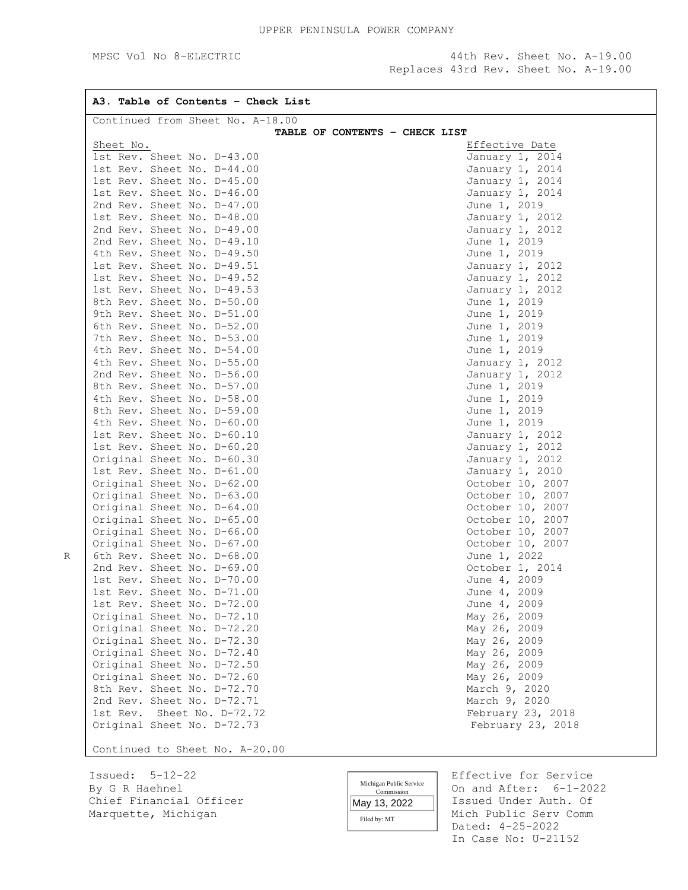UPPER PENINSULA POWER COMPANY

MPSC Vol No 8-ELECTRIC

44th Rev. Sheet No. A-19.00
Replaces 43rd Rev. Sheet No. A-19.00

**A3. Table of Contents – Check List**

Continued from Sheet No. A-18.00

**TABLE OF CONTENTS – CHECK LIST**

| Sheet No. | Effective Date |
|---|---|
| 1st Rev. Sheet No. D-43.00 | January 1, 2014 |
| 1st Rev. Sheet No. D-44.00 | January 1, 2014 |
| 1st Rev. Sheet No. D-45.00 | January 1, 2014 |
| 1st Rev. Sheet No. D-46.00 | January 1, 2014 |
| 2nd Rev. Sheet No. D-47.00 | June 1, 2019 |
| 1st Rev. Sheet No. D-48.00 | January 1, 2012 |
| 2nd Rev. Sheet No. D-49.00 | January 1, 2012 |
| 2nd Rev. Sheet No. D-49.10 | June 1, 2019 |
| 4th Rev. Sheet No. D-49.50 | June 1, 2019 |
| 1st Rev. Sheet No. D-49.51 | January 1, 2012 |
| 1st Rev. Sheet No. D-49.52 | January 1, 2012 |
| 1st Rev. Sheet No. D-49.53 | January 1, 2012 |
| 8th Rev. Sheet No. D-50.00 | June 1, 2019 |
| 9th Rev. Sheet No. D-51.00 | June 1, 2019 |
| 6th Rev. Sheet No. D-52.00 | June 1, 2019 |
| 7th Rev. Sheet No. D-53.00 | June 1, 2019 |
| 4th Rev. Sheet No. D-54.00 | June 1, 2019 |
| 4th Rev. Sheet No. D-55.00 | January 1, 2012 |
| 2nd Rev. Sheet No. D-56.00 | January 1, 2012 |
| 8th Rev. Sheet No. D-57.00 | June 1, 2019 |
| 4th Rev. Sheet No. D-58.00 | June 1, 2019 |
| 8th Rev. Sheet No. D-59.00 | June 1, 2019 |
| 4th Rev. Sheet No. D-60.00 | June 1, 2019 |
| 1st Rev. Sheet No. D-60.10 | January 1, 2012 |
| 1st Rev. Sheet No. D-60.20 | January 1, 2012 |
| Original Sheet No. D-60.30 | January 1, 2012 |
| 1st Rev. Sheet No. D-61.00 | January 1, 2010 |
| Original Sheet No. D-62.00 | October 10, 2007 |
| Original Sheet No. D-63.00 | October 10, 2007 |
| Original Sheet No. D-64.00 | October 10, 2007 |
| Original Sheet No. D-65.00 | October 10, 2007 |
| Original Sheet No. D-66.00 | October 10, 2007 |
| Original Sheet No. D-67.00 | October 10, 2007 |
| R 6th Rev. Sheet No. D-68.00 | June 1, 2022 |
| 2nd Rev. Sheet No. D-69.00 | October 1, 2014 |
| 1st Rev. Sheet No. D-70.00 | June 4, 2009 |
| 1st Rev. Sheet No. D-71.00 | June 4, 2009 |
| 1st Rev. Sheet No. D-72.00 | June 4, 2009 |
| Original Sheet No. D-72.10 | May 26, 2009 |
| Original Sheet No. D-72.20 | May 26, 2009 |
| Original Sheet No. D-72.30 | May 26, 2009 |
| Original Sheet No. D-72.40 | May 26, 2009 |
| Original Sheet No. D-72.50 | May 26, 2009 |
| Original Sheet No. D-72.60 | May 26, 2009 |
| 8th Rev. Sheet No. D-72.70 | March 9, 2020 |
| 2nd Rev. Sheet No. D-72.71 | March 9, 2020 |
| 1st Rev. Sheet No. D-72.72 | February 23, 2018 |
| Original Sheet No. D-72.73 | February 23, 2018 |

Continued to Sheet No. A-20.00

Issued: 5-12-22
By G R Haehnel
Chief Financial Officer
Marquette, Michigan

Michigan Public Service Commission
May 13, 2022
Filed by: MT

Effective for Service
On and After: 6-1-2022
Issued Under Auth. Of
Mich Public Serv Comm
Dated: 4-25-2022
In Case No: U-21152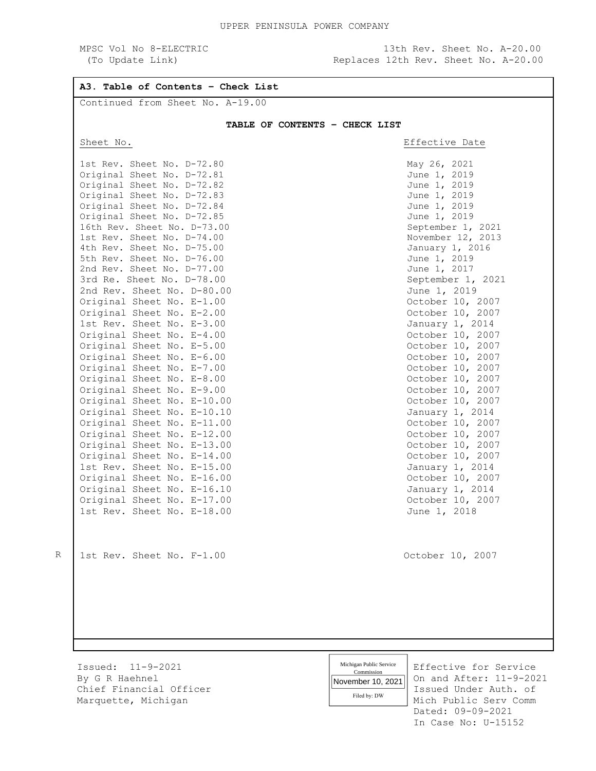UPPER PENINSULA POWER COMPANY

MPSC Vol No 8-ELECTRIC
(To Update Link)

13th Rev. Sheet No. A-20.00
Replaces 12th Rev. Sheet No. A-20.00

### A3. Table of Contents – Check List

Continued from Sheet No. A-19.00

**TABLE OF CONTENTS – CHECK LIST**

| Sheet No. | Effective Date |
|---|---|
| 1st Rev. Sheet No. D-72.80 | May 26, 2021 |
| Original Sheet No. D-72.81 | June 1, 2019 |
| Original Sheet No. D-72.82 | June 1, 2019 |
| Original Sheet No. D-72.83 | June 1, 2019 |
| Original Sheet No. D-72.84 | June 1, 2019 |
| Original Sheet No. D-72.85 | June 1, 2019 |
| 16th Rev. Sheet No. D-73.00 | September 1, 2021 |
| 1st Rev. Sheet No. D-74.00 | November 12, 2013 |
| 4th Rev. Sheet No. D-75.00 | January 1, 2016 |
| 5th Rev. Sheet No. D-76.00 | June 1, 2019 |
| 2nd Rev. Sheet No. D-77.00 | June 1, 2017 |
| 3rd Re. Sheet No. D-78.00 | September 1, 2021 |
| 2nd Rev. Sheet No. D-80.00 | June 1, 2019 |
| Original Sheet No. E-1.00 | October 10, 2007 |
| Original Sheet No. E-2.00 | October 10, 2007 |
| 1st Rev. Sheet No. E-3.00 | January 1, 2014 |
| Original Sheet No. E-4.00 | October 10, 2007 |
| Original Sheet No. E-5.00 | October 10, 2007 |
| Original Sheet No. E-6.00 | October 10, 2007 |
| Original Sheet No. E-7.00 | October 10, 2007 |
| Original Sheet No. E-8.00 | October 10, 2007 |
| Original Sheet No. E-9.00 | October 10, 2007 |
| Original Sheet No. E-10.00 | October 10, 2007 |
| Original Sheet No. E-10.10 | January 1, 2014 |
| Original Sheet No. E-11.00 | October 10, 2007 |
| Original Sheet No. E-12.00 | October 10, 2007 |
| Original Sheet No. E-13.00 | October 10, 2007 |
| Original Sheet No. E-14.00 | October 10, 2007 |
| 1st Rev. Sheet No. E-15.00 | January 1, 2014 |
| Original Sheet No. E-16.00 | October 10, 2007 |
| Original Sheet No. E-16.10 | January 1, 2014 |
| Original Sheet No. E-17.00 | October 10, 2007 |
| 1st Rev. Sheet No. E-18.00 | June 1, 2018 |
| R 1st Rev. Sheet No. F-1.00 | October 10, 2007 |

Issued: 11-9-2021
By G R Haehnel
Chief Financial Officer
Marquette, Michigan

Michigan Public Service Commission
November 10, 2021
Filed by: DW

Effective for Service
On and After: 11-9-2021
Issued Under Auth. of
Mich Public Serv Comm
Dated: 09-09-2021
In Case No: U-15152